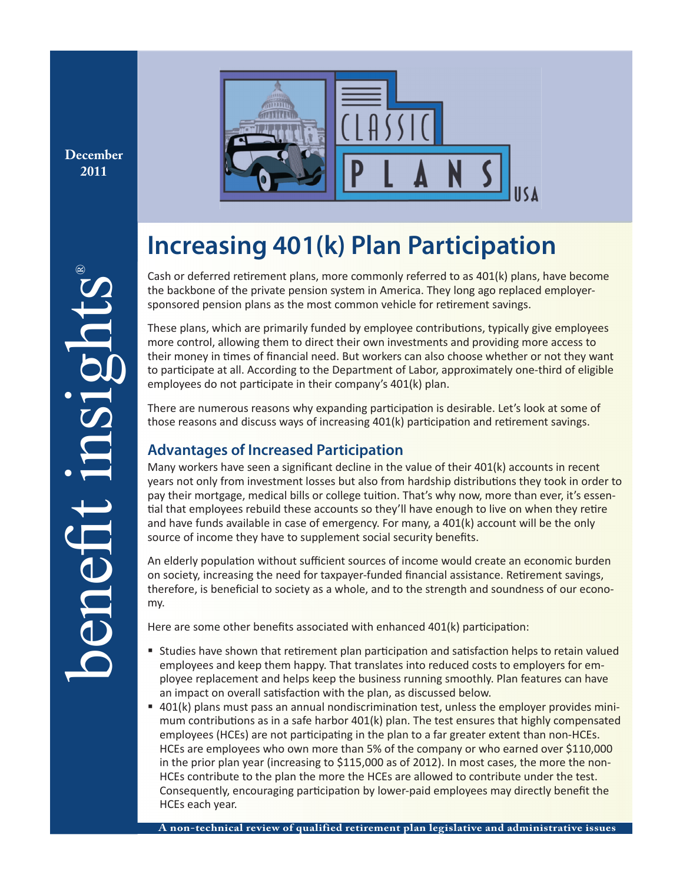December 2011

benefit insights®

# Increasing 401(k) Plan Participation

Cash or deferred retirement plans, more commonly referred to as 401(k) plans, have become the backbone of the private pension system in America. They long ago replaced employer-sponsored pension plans as the most common vehicle for retirement savings.

These plans, which are primarily funded by employee contributions, typically give employees more control, allowing them to direct their own investments and providing more access to their money in times of financial need. But workers can also choose whether or not they want to participate at all. According to the Department of Labor, approximately one-third of eligible employees do not participate in their company's 401(k) plan.

There are numerous reasons why expanding participation is desirable. Let's look at some of those reasons and discuss ways of increasing 401(k) participation and retirement savings.

## Advantages of Increased Participation

Many workers have seen a significant decline in the value of their 401(k) accounts in recent years not only from investment losses but also from hardship distributions they took in order to pay their mortgage, medical bills or college tuition. That's why now, more than ever, it's essential that employees rebuild these accounts so they'll have enough to live on when they retire and have funds available in case of emergency. For many, a 401(k) account will be the only source of income they have to supplement social security benefits.

An elderly population without sufficient sources of income would create an economic burden on society, increasing the need for taxpayer-funded financial assistance. Retirement savings, therefore, is beneficial to society as a whole, and to the strength and soundness of our economy.

Here are some other benefits associated with enhanced 401(k) participation:

- Studies have shown that retirement plan participation and satisfaction helps to retain valued employees and keep them happy. That translates into reduced costs to employers for employee replacement and helps keep the business running smoothly. Plan features can have an impact on overall satisfaction with the plan, as discussed below.
- 401(k) plans must pass an annual nondiscrimination test, unless the employer provides minimum contributions as in a safe harbor 401(k) plan. The test ensures that highly compensated employees (HCEs) are not participating in the plan to a far greater extent than non-HCEs. HCEs are employees who own more than 5% of the company or who earned over $110,000 in the prior plan year (increasing to $115,000 as of 2012). In most cases, the more the non-HCEs contribute to the plan the more the HCEs are allowed to contribute under the test. Consequently, encouraging participation by lower-paid employees may directly benefit the HCEs each year.

A non-technical review of qualified retirement plan legislative and administrative issues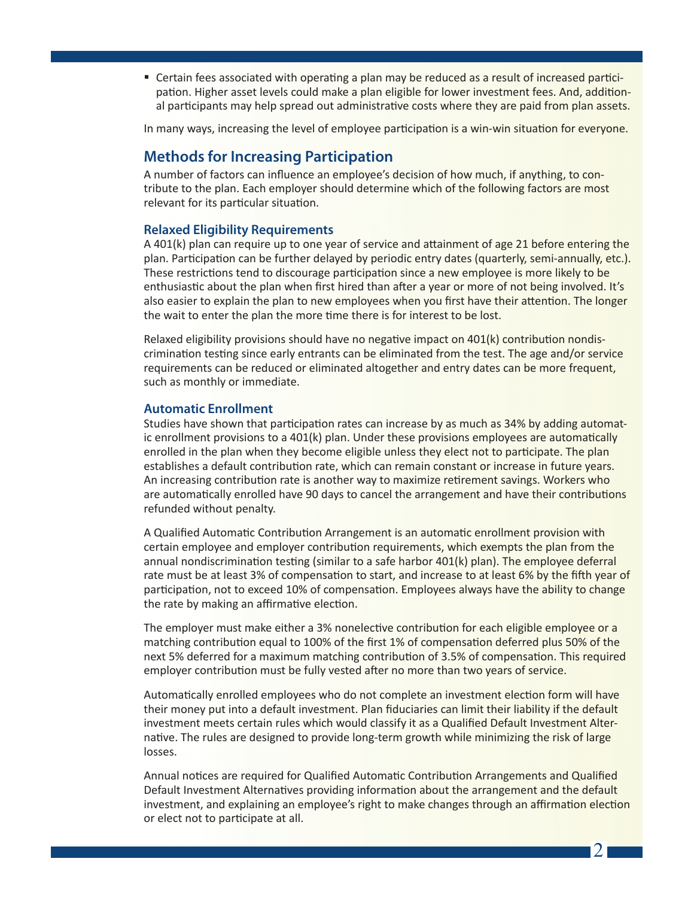- Certain fees associated with operating a plan may be reduced as a result of increased participation. Higher asset levels could make a plan eligible for lower investment fees. And, additional participants may help spread out administrative costs where they are paid from plan assets.

In many ways, increasing the level of employee participation is a win-win situation for everyone.

## Methods for Increasing Participation

A number of factors can influence an employee's decision of how much, if anything, to contribute to the plan. Each employer should determine which of the following factors are most relevant for its particular situation.

### Relaxed Eligibility Requirements

A 401(k) plan can require up to one year of service and attainment of age 21 before entering the plan. Participation can be further delayed by periodic entry dates (quarterly, semi-annually, etc.). These restrictions tend to discourage participation since a new employee is more likely to be enthusiastic about the plan when first hired than after a year or more of not being involved. It's also easier to explain the plan to new employees when you first have their attention. The longer the wait to enter the plan the more time there is for interest to be lost.

Relaxed eligibility provisions should have no negative impact on 401(k) contribution nondiscrimination testing since early entrants can be eliminated from the test. The age and/or service requirements can be reduced or eliminated altogether and entry dates can be more frequent, such as monthly or immediate.

### Automatic Enrollment

Studies have shown that participation rates can increase by as much as 34% by adding automatic enrollment provisions to a 401(k) plan. Under these provisions employees are automatically enrolled in the plan when they become eligible unless they elect not to participate. The plan establishes a default contribution rate, which can remain constant or increase in future years. An increasing contribution rate is another way to maximize retirement savings. Workers who are automatically enrolled have 90 days to cancel the arrangement and have their contributions refunded without penalty.

A Qualified Automatic Contribution Arrangement is an automatic enrollment provision with certain employee and employer contribution requirements, which exempts the plan from the annual nondiscrimination testing (similar to a safe harbor 401(k) plan). The employee deferral rate must be at least 3% of compensation to start, and increase to at least 6% by the fifth year of participation, not to exceed 10% of compensation. Employees always have the ability to change the rate by making an affirmative election.

The employer must make either a 3% nonelective contribution for each eligible employee or a matching contribution equal to 100% of the first 1% of compensation deferred plus 50% of the next 5% deferred for a maximum matching contribution of 3.5% of compensation. This required employer contribution must be fully vested after no more than two years of service.

Automatically enrolled employees who do not complete an investment election form will have their money put into a default investment. Plan fiduciaries can limit their liability if the default investment meets certain rules which would classify it as a Qualified Default Investment Alternative. The rules are designed to provide long-term growth while minimizing the risk of large losses.

Annual notices are required for Qualified Automatic Contribution Arrangements and Qualified Default Investment Alternatives providing information about the arrangement and the default investment, and explaining an employee's right to make changes through an affirmation election or elect not to participate at all.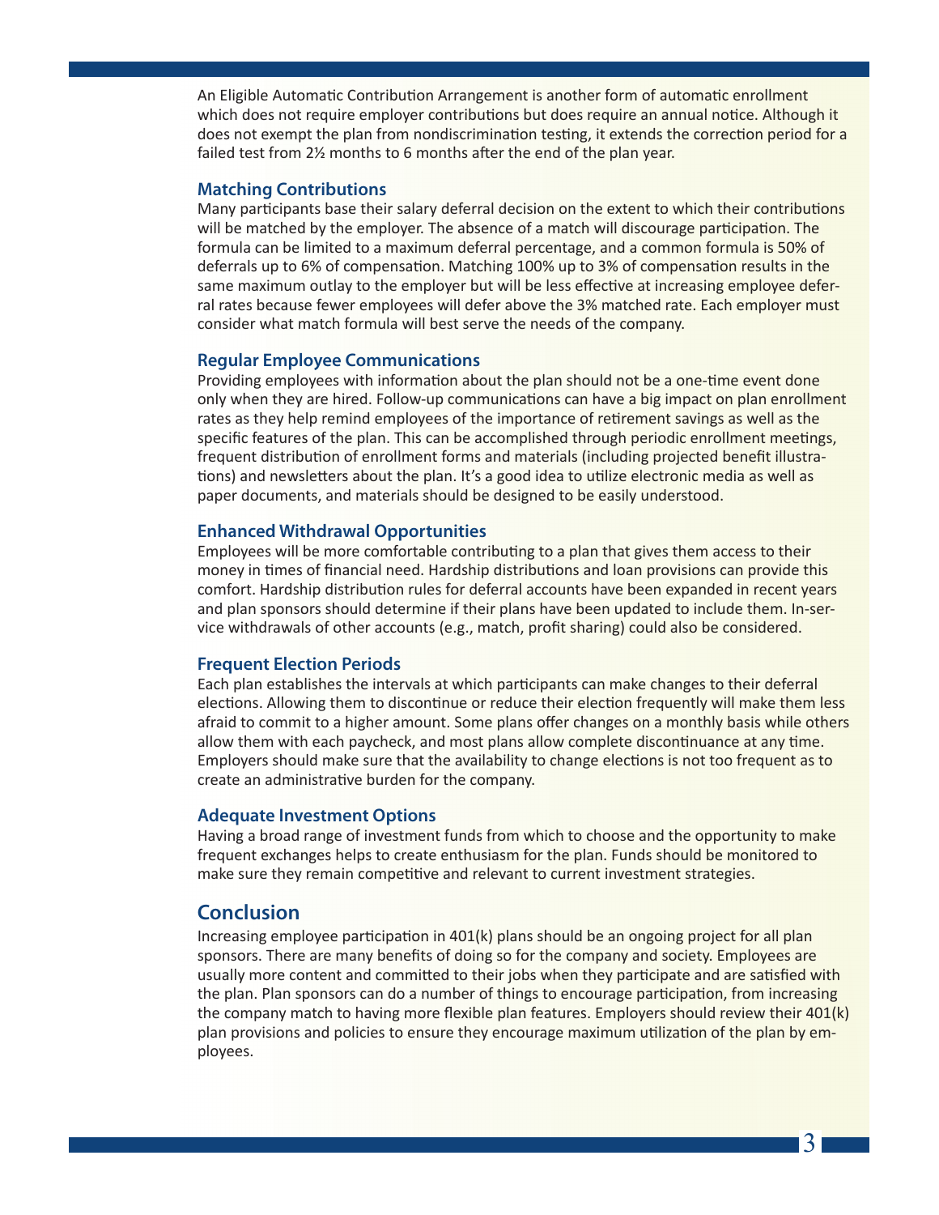An Eligible Automatic Contribution Arrangement is another form of automatic enrollment which does not require employer contributions but does require an annual notice. Although it does not exempt the plan from nondiscrimination testing, it extends the correction period for a failed test from 2½ months to 6 months after the end of the plan year.

### Matching Contributions

Many participants base their salary deferral decision on the extent to which their contributions will be matched by the employer. The absence of a match will discourage participation. The formula can be limited to a maximum deferral percentage, and a common formula is 50% of deferrals up to 6% of compensation. Matching 100% up to 3% of compensation results in the same maximum outlay to the employer but will be less effective at increasing employee deferral rates because fewer employees will defer above the 3% matched rate. Each employer must consider what match formula will best serve the needs of the company.

### Regular Employee Communications

Providing employees with information about the plan should not be a one-time event done only when they are hired. Follow-up communications can have a big impact on plan enrollment rates as they help remind employees of the importance of retirement savings as well as the specific features of the plan. This can be accomplished through periodic enrollment meetings, frequent distribution of enrollment forms and materials (including projected benefit illustrations) and newsletters about the plan. It's a good idea to utilize electronic media as well as paper documents, and materials should be designed to be easily understood.

### Enhanced Withdrawal Opportunities

Employees will be more comfortable contributing to a plan that gives them access to their money in times of financial need. Hardship distributions and loan provisions can provide this comfort. Hardship distribution rules for deferral accounts have been expanded in recent years and plan sponsors should determine if their plans have been updated to include them. In-service withdrawals of other accounts (e.g., match, profit sharing) could also be considered.

### Frequent Election Periods

Each plan establishes the intervals at which participants can make changes to their deferral elections. Allowing them to discontinue or reduce their election frequently will make them less afraid to commit to a higher amount. Some plans offer changes on a monthly basis while others allow them with each paycheck, and most plans allow complete discontinuance at any time. Employers should make sure that the availability to change elections is not too frequent as to create an administrative burden for the company.

### Adequate Investment Options

Having a broad range of investment funds from which to choose and the opportunity to make frequent exchanges helps to create enthusiasm for the plan. Funds should be monitored to make sure they remain competitive and relevant to current investment strategies.

## Conclusion

Increasing employee participation in 401(k) plans should be an ongoing project for all plan sponsors. There are many benefits of doing so for the company and society. Employees are usually more content and committed to their jobs when they participate and are satisfied with the plan. Plan sponsors can do a number of things to encourage participation, from increasing the company match to having more flexible plan features. Employers should review their 401(k) plan provisions and policies to ensure they encourage maximum utilization of the plan by employees.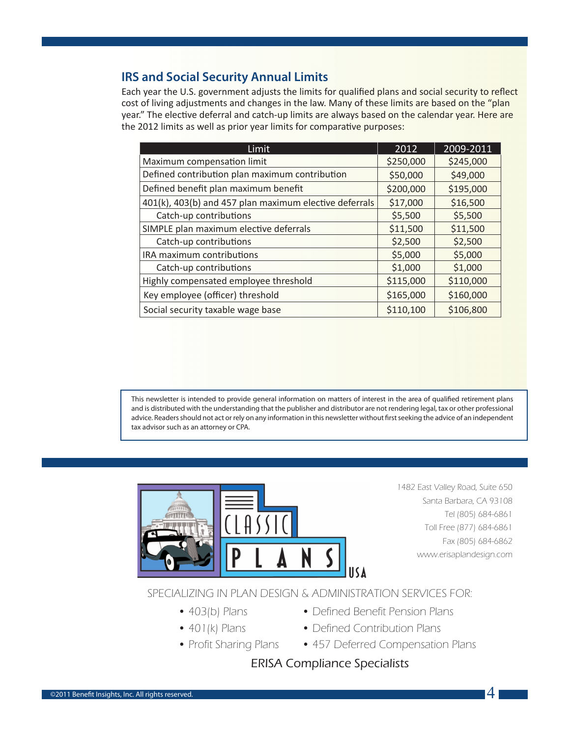## IRS and Social Security Annual Limits

Each year the U.S. government adjusts the limits for qualified plans and social security to reflect cost of living adjustments and changes in the law. Many of these limits are based on the "plan year." The elective deferral and catch-up limits are always based on the calendar year. Here are the 2012 limits as well as prior year limits for comparative purposes:

| Limit | 2012 | 2009-2011 |
|---|---|---|
| Maximum compensation limit | $250,000 | $245,000 |
| Defined contribution plan maximum contribution | $50,000 | $49,000 |
| Defined benefit plan maximum benefit | $200,000 | $195,000 |
| 401(k), 403(b) and 457 plan maximum elective deferrals | $17,000 | $16,500 |
| Catch-up contributions | $5,500 | $5,500 |
| SIMPLE plan maximum elective deferrals | $11,500 | $11,500 |
| Catch-up contributions | $2,500 | $2,500 |
| IRA maximum contributions | $5,000 | $5,000 |
| Catch-up contributions | $1,000 | $1,000 |
| Highly compensated employee threshold | $115,000 | $110,000 |
| Key employee (officer) threshold | $165,000 | $160,000 |
| Social security taxable wage base | $110,100 | $106,800 |

This newsletter is intended to provide general information on matters of interest in the area of qualified retirement plans and is distributed with the understanding that the publisher and distributor are not rendering legal, tax or other professional advice. Readers should not act or rely on any information in this newsletter without first seeking the advice of an independent tax advisor such as an attorney or CPA.

CLASSIC PLANS USA

1482 East Valley Road, Suite 650
Santa Barbara, CA 93108
Tel (805) 684-6861
Toll Free (877) 684-6861
Fax (805) 684-6862
www.erisaplandesign.com

SPECIALIZING IN PLAN DESIGN & ADMINISTRATION SERVICES FOR:

- 403(b) Plans
- 401(k) Plans
- Profit Sharing Plans
- Defined Benefit Pension Plans
- Defined Contribution Plans
- 457 Deferred Compensation Plans

*ERISA Compliance Specialists*

©2011 Benefit Insights, Inc. All rights reserved.